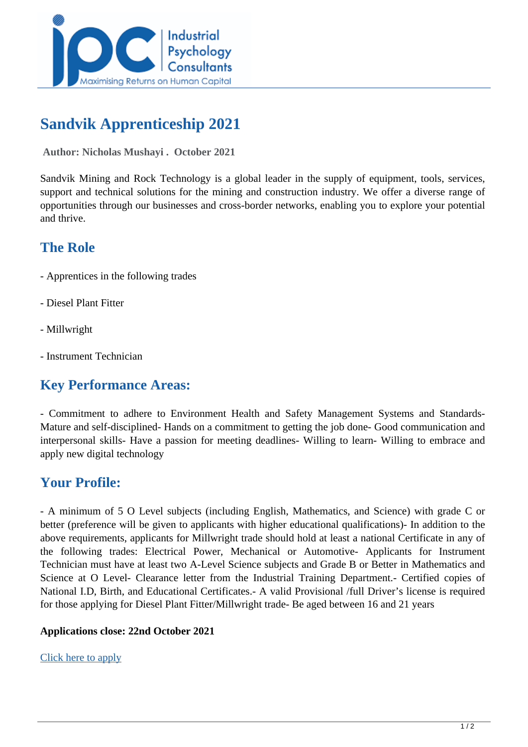# Sandvik Apprenticeship 2021

**Author: Nicholas Mushayi . October 2021**

Sandvik Mining and Rock Technology is a global leader in the supply of equipment, tools, services, support and technical solutions for the mining and construction industry. We offer a diverse range of opportunities through our businesses and cross-border networks, enabling you to explore your potential and thrive.

## The Role

- Apprentices in the following trades

- Diesel Plant Fitter

- Millwright

- Instrument Technician

## Key Performance Areas:

- Commitment to adhere to Environment Health and Safety Management Systems and Standards- Mature and self-disciplined- Hands on a commitment to getting the job done- Good communication and interpersonal skills- Have a passion for meeting deadlines- Willing to learn- Willing to embrace and apply new digital technology

## Your Profile:

- A minimum of 5 O Level subjects (including English, Mathematics, and Science) with grade C or better (preference will be given to applicants with higher educational qualifications)- In addition to the above requirements, applicants for Millwright trade should hold at least a national Certificate in any of the following trades: Electrical Power, Mechanical or Automotive- Applicants for Instrument Technician must have at least two A-Level Science subjects and Grade B or Better in Mathematics and Science at O Level- Clearance letter from the Industrial Training Department.- Certified copies of National I.D, Birth, and Educational Certificates.- A valid Provisional /full Driver's license is required for those applying for Diesel Plant Fitter/Millwright trade- Be aged between 16 and 21 years

**Applications close: 22nd October 2021**

Click here to apply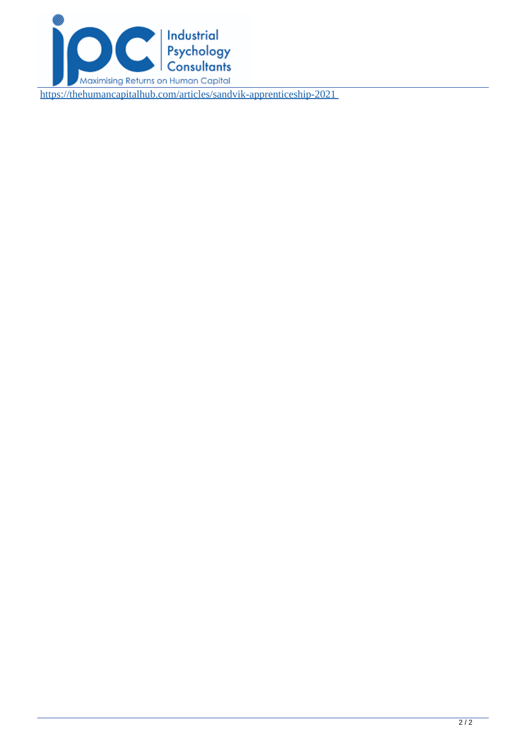https://thehumancapitalhub.com/articles/sandvik-apprenticeship-2021